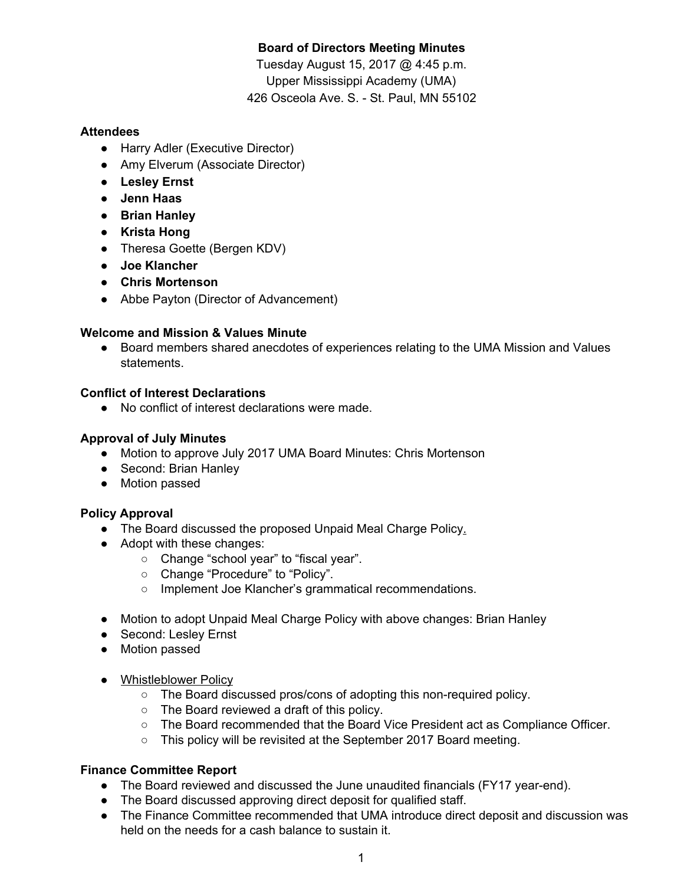**Board of Directors Meeting Minutes**

Tuesday August 15, 2017 @ 4:45 p.m.
Upper Mississippi Academy (UMA)
426 Osceola Ave. S. - St. Paul, MN 55102

**Attendees**

- Harry Adler (Executive Director)
- Amy Elverum (Associate Director)
- **Lesley Ernst**
- **Jenn Haas**
- **Brian Hanley**
- **Krista Hong**
- Theresa Goette (Bergen KDV)
- **Joe Klancher**
- **Chris Mortenson**
- Abbe Payton (Director of Advancement)

**Welcome and Mission & Values Minute**

- Board members shared anecdotes of experiences relating to the UMA Mission and Values statements.

**Conflict of Interest Declarations**

- No conflict of interest declarations were made.

**Approval of July Minutes**

- Motion to approve July 2017 UMA Board Minutes: Chris Mortenson
- Second: Brian Hanley
- Motion passed

**Policy Approval**

- The Board discussed the proposed Unpaid Meal Charge Policy.
- Adopt with these changes:
  - Change "school year" to "fiscal year".
  - Change "Procedure" to "Policy".
  - Implement Joe Klancher's grammatical recommendations.

- Motion to adopt Unpaid Meal Charge Policy with above changes: Brian Hanley
- Second: Lesley Ernst
- Motion passed

- Whistleblower Policy
  - The Board discussed pros/cons of adopting this non-required policy.
  - The Board reviewed a draft of this policy.
  - The Board recommended that the Board Vice President act as Compliance Officer.
  - This policy will be revisited at the September 2017 Board meeting.

**Finance Committee Report**

- The Board reviewed and discussed the June unaudited financials (FY17 year-end).
- The Board discussed approving direct deposit for qualified staff.
- The Finance Committee recommended that UMA introduce direct deposit and discussion was held on the needs for a cash balance to sustain it.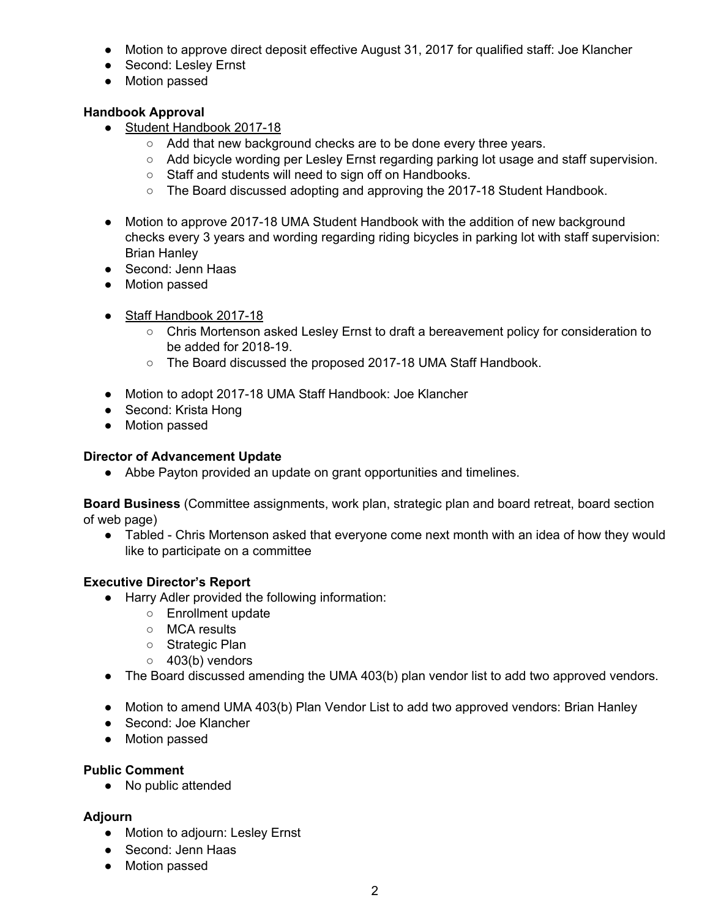- Motion to approve direct deposit effective August 31, 2017 for qualified staff: Joe Klancher
- Second: Lesley Ernst
- Motion passed

**Handbook Approval**

- Student Handbook 2017-18
    - Add that new background checks are to be done every three years.
    - Add bicycle wording per Lesley Ernst regarding parking lot usage and staff supervision.
    - Staff and students will need to sign off on Handbooks.
    - The Board discussed adopting and approving the 2017-18 Student Handbook.

- Motion to approve 2017-18 UMA Student Handbook with the addition of new background checks every 3 years and wording regarding riding bicycles in parking lot with staff supervision: Brian Hanley
- Second: Jenn Haas
- Motion passed

- Staff Handbook 2017-18
    - Chris Mortenson asked Lesley Ernst to draft a bereavement policy for consideration to be added for 2018-19.
    - The Board discussed the proposed 2017-18 UMA Staff Handbook.

- Motion to adopt 2017-18 UMA Staff Handbook: Joe Klancher
- Second: Krista Hong
- Motion passed

**Director of Advancement Update**

- Abbe Payton provided an update on grant opportunities and timelines.

**Board Business** (Committee assignments, work plan, strategic plan and board retreat, board section of web page)

- Tabled - Chris Mortenson asked that everyone come next month with an idea of how they would like to participate on a committee

**Executive Director's Report**

- Harry Adler provided the following information:
    - Enrollment update
    - MCA results
    - Strategic Plan
    - 403(b) vendors
- The Board discussed amending the UMA 403(b) plan vendor list to add two approved vendors.

- Motion to amend UMA 403(b) Plan Vendor List to add two approved vendors: Brian Hanley
- Second: Joe Klancher
- Motion passed

**Public Comment**

- No public attended

**Adjourn**

- Motion to adjourn: Lesley Ernst
- Second: Jenn Haas
- Motion passed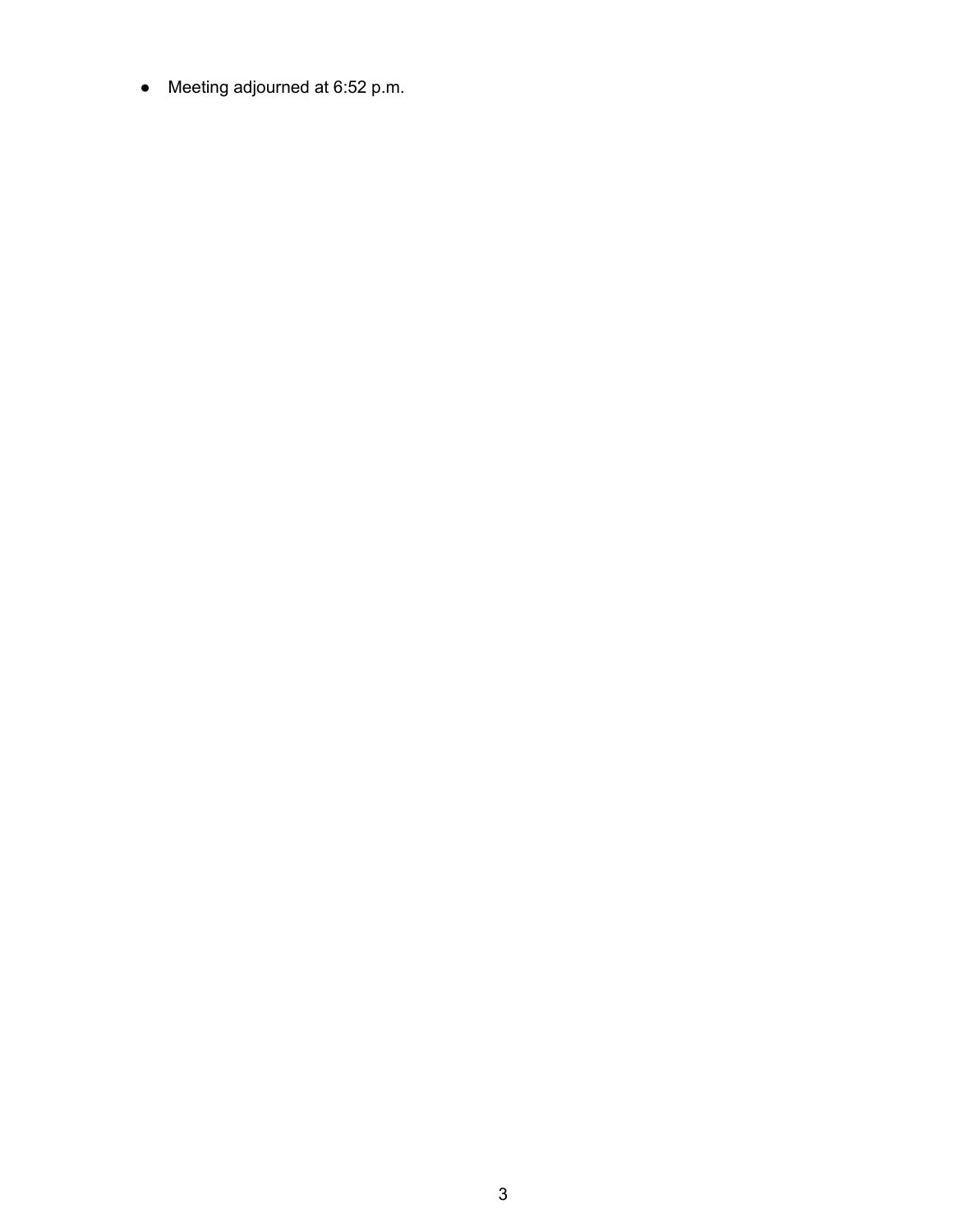- Meeting adjourned at 6:52 p.m.